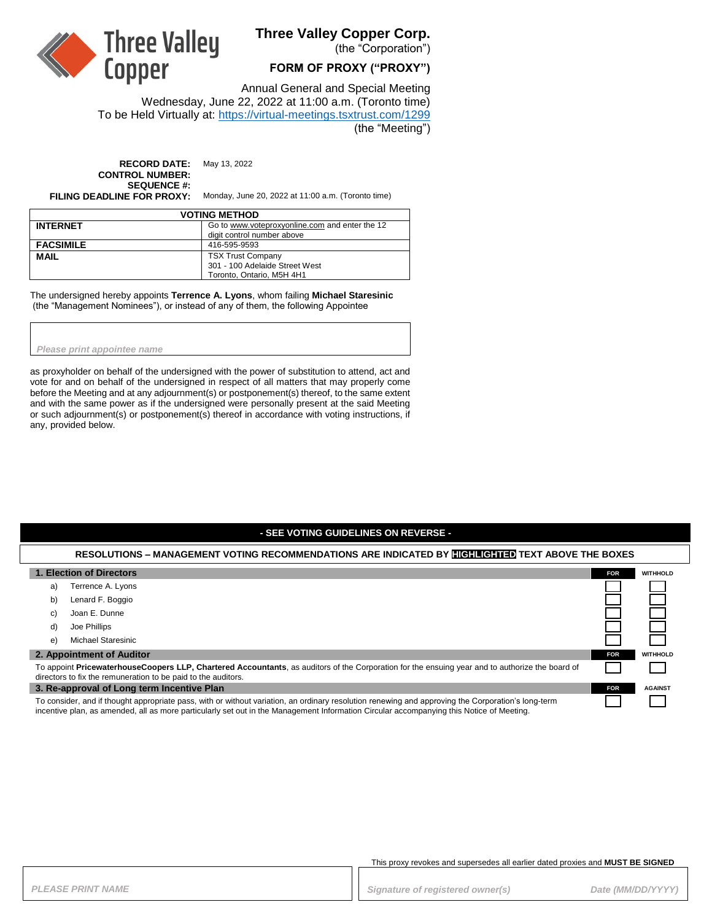Three Valley Copper

# Three Valley Copper Corp.

(the "Corporation")

## FORM OF PROXY ("PROXY")

Annual General and Special Meeting
Wednesday, June 22, 2022 at 11:00 a.m. (Toronto time)
To be Held Virtually at: https://virtual-meetings.tsxtrust.com/1299
(the "Meeting")

**RECORD DATE:** May 13, 2022
**CONTROL NUMBER:**
**SEQUENCE #:**
**FILING DEADLINE FOR PROXY:** Monday, June 20, 2022 at 11:00 a.m. (Toronto time)

| VOTING METHOD | |
|---|---|
| **INTERNET** | Go to www.voteproxyonline.com and enter the 12 digit control number above |
| **FACSIMILE** | 416-595-9593 |
| **MAIL** | TSX Trust Company<br>301 - 100 Adelaide Street West<br>Toronto, Ontario, M5H 4H1 |

The undersigned hereby appoints **Terrence A. Lyons**, whom failing **Michael Staresinic** (the "Management Nominees"), or instead of any of them, the following Appointee

*Please print appointee name*

as proxyholder on behalf of the undersigned with the power of substitution to attend, act and vote for and on behalf of the undersigned in respect of all matters that may properly come before the Meeting and at any adjournment(s) or postponement(s) thereof, to the same extent and with the same power as if the undersigned were personally present at the said Meeting or such adjournment(s) or postponement(s) thereof in accordance with voting instructions, if any, provided below.

**- SEE VOTING GUIDELINES ON REVERSE -**

**RESOLUTIONS – MANAGEMENT VOTING RECOMMENDATIONS ARE INDICATED BY HIGHLIGHTED TEXT ABOVE THE BOXES**

| **1. Election of Directors** | **FOR** | WITHHOLD |
|---|---|---|
| a) Terrence A. Lyons | ☐ | ☐ |
| b) Lenard F. Boggio | ☐ | ☐ |
| c) Joan E. Dunne | ☐ | ☐ |
| d) Joe Phillips | ☐ | ☐ |
| e) Michael Staresinic | ☐ | ☐ |

| **2. Appointment of Auditor** | **FOR** | WITHHOLD |
|---|---|---|
| To appoint **PricewaterhouseCoopers LLP, Chartered Accountants**, as auditors of the Corporation for the ensuing year and to authorize the board of directors to fix the remuneration to be paid to the auditors. | ☐ | ☐ |

| **3. Re-approval of Long term Incentive Plan** | **FOR** | AGAINST |
|---|---|---|
| To consider, and if thought appropriate pass, with or without variation, an ordinary resolution renewing and approving the Corporation's long-term incentive plan, as amended, all as more particularly set out in the Management Information Circular accompanying this Notice of Meeting. | ☐ | ☐ |

This proxy revokes and supersedes all earlier dated proxies and **MUST BE SIGNED**

*PLEASE PRINT NAME*

*Signature of registered owner(s)* *Date (MM/DD/YYYY)*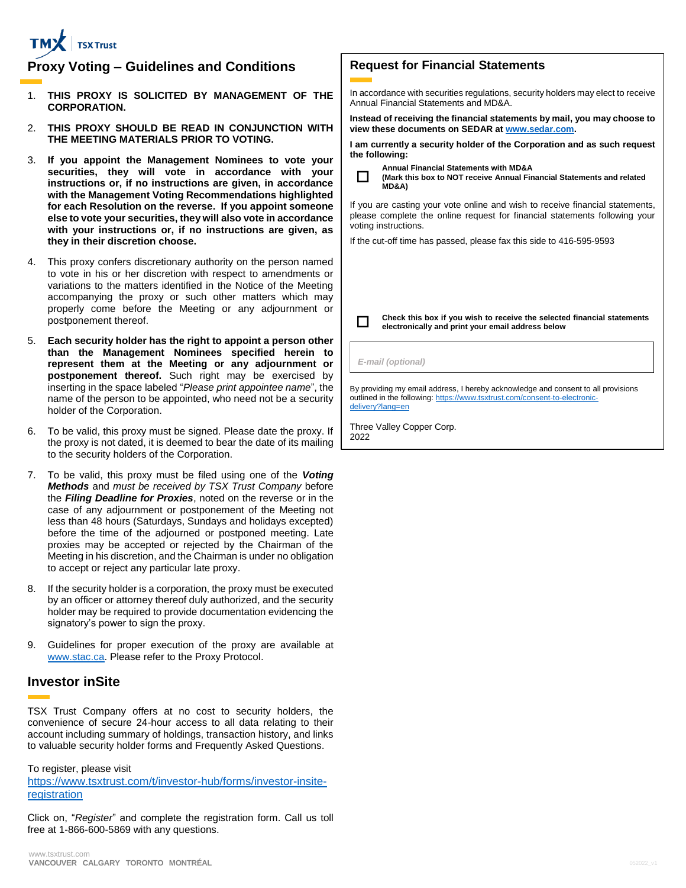TMX | TSX Trust

## Proxy Voting – Guidelines and Conditions

1. **THIS PROXY IS SOLICITED BY MANAGEMENT OF THE CORPORATION.**
2. **THIS PROXY SHOULD BE READ IN CONJUNCTION WITH THE MEETING MATERIALS PRIOR TO VOTING.**
3. **If you appoint the Management Nominees to vote your securities, they will vote in accordance with your instructions or, if no instructions are given, in accordance with the Management Voting Recommendations highlighted for each Resolution on the reverse. If you appoint someone else to vote your securities, they will also vote in accordance with your instructions or, if no instructions are given, as they in their discretion choose.**
4. This proxy confers discretionary authority on the person named to vote in his or her discretion with respect to amendments or variations to the matters identified in the Notice of the Meeting accompanying the proxy or such other matters which may properly come before the Meeting or any adjournment or postponement thereof.
5. **Each security holder has the right to appoint a person other than the Management Nominees specified herein to represent them at the Meeting or any adjournment or postponement thereof.** Such right may be exercised by inserting in the space labeled "*Please print appointee name*", the name of the person to be appointed, who need not be a security holder of the Corporation.
6. To be valid, this proxy must be signed. Please date the proxy. If the proxy is not dated, it is deemed to bear the date of its mailing to the security holders of the Corporation.
7. To be valid, this proxy must be filed using one of the ***Voting Methods*** and *must be received by TSX Trust Company* before the ***Filing Deadline for Proxies***, noted on the reverse or in the case of any adjournment or postponement of the Meeting not less than 48 hours (Saturdays, Sundays and holidays excepted) before the time of the adjourned or postponed meeting. Late proxies may be accepted or rejected by the Chairman of the Meeting in his discretion, and the Chairman is under no obligation to accept or reject any particular late proxy.
8. If the security holder is a corporation, the proxy must be executed by an officer or attorney thereof duly authorized, and the security holder may be required to provide documentation evidencing the signatory's power to sign the proxy.
9. Guidelines for proper execution of the proxy are available at www.stac.ca. Please refer to the Proxy Protocol.

## Investor inSite

TSX Trust Company offers at no cost to security holders, the convenience of secure 24-hour access to all data relating to their account including summary of holdings, transaction history, and links to valuable security holder forms and Frequently Asked Questions.

To register, please visit https://www.tsxtrust.com/t/investor-hub/forms/investor-insite-registration

Click on, "*Register*" and complete the registration form. Call us toll free at 1-866-600-5869 with any questions.

## Request for Financial Statements

In accordance with securities regulations, security holders may elect to receive Annual Financial Statements and MD&A.

**Instead of receiving the financial statements by mail, you may choose to view these documents on SEDAR at www.sedar.com.**

**I am currently a security holder of the Corporation and as such request the following:**

☐ **Annual Financial Statements with MD&A**
**(Mark this box to NOT receive Annual Financial Statements and related MD&A)**

If you are casting your vote online and wish to receive financial statements, please complete the online request for financial statements following your voting instructions.

If the cut-off time has passed, please fax this side to 416-595-9593

☐ **Check this box if you wish to receive the selected financial statements electronically and print your email address below**

*E-mail (optional)*

By providing my email address, I hereby acknowledge and consent to all provisions outlined in the following: https://www.tsxtrust.com/consent-to-electronic-delivery?lang=en

Three Valley Copper Corp.
2022

www.tsxtrust.com
VANCOUVER CALGARY TORONTO MONTRÉAL